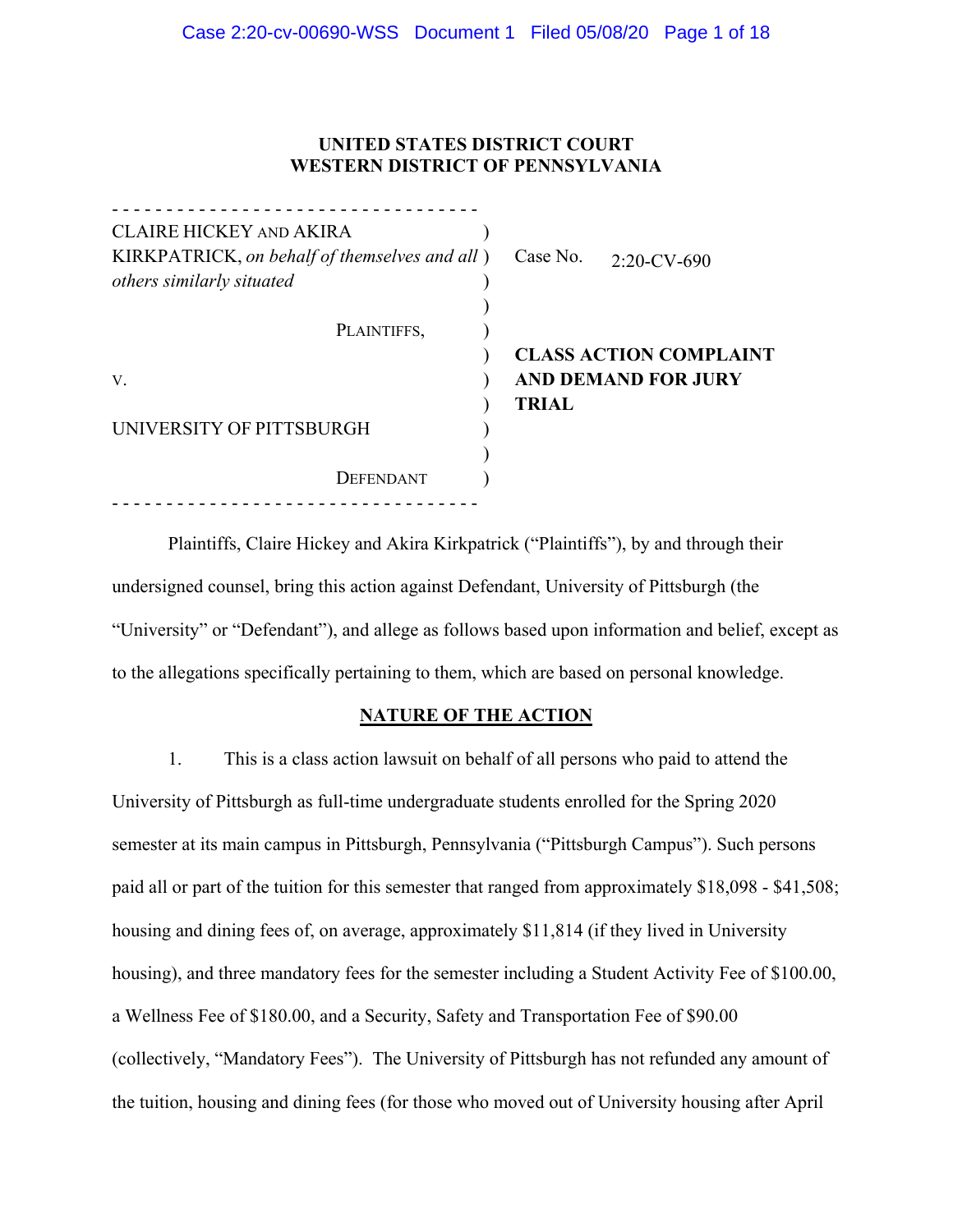**UNITED STATES DISTRICT COURT**
**WESTERN DISTRICT OF PENNSYLVANIA**

| | |
|---|---|
| CLAIRE HICKEY AND AKIRA KIRKPATRICK, *on behalf of themselves and all others similarly situated* | Case No. 2:20-CV-690 |
| PLAINTIFFS, | |
| v. | **CLASS ACTION COMPLAINT AND DEMAND FOR JURY TRIAL** |
| UNIVERSITY OF PITTSBURGH | |
| DEFENDANT | |

Plaintiffs, Claire Hickey and Akira Kirkpatrick ("Plaintiffs"), by and through their undersigned counsel, bring this action against Defendant, University of Pittsburgh (the "University" or "Defendant"), and allege as follows based upon information and belief, except as to the allegations specifically pertaining to them, which are based on personal knowledge.

## NATURE OF THE ACTION

1. This is a class action lawsuit on behalf of all persons who paid to attend the University of Pittsburgh as full-time undergraduate students enrolled for the Spring 2020 semester at its main campus in Pittsburgh, Pennsylvania ("Pittsburgh Campus"). Such persons paid all or part of the tuition for this semester that ranged from approximately $18,098 - $41,508; housing and dining fees of, on average, approximately $11,814 (if they lived in University housing), and three mandatory fees for the semester including a Student Activity Fee of $100.00, a Wellness Fee of $180.00, and a Security, Safety and Transportation Fee of $90.00 (collectively, "Mandatory Fees"). The University of Pittsburgh has not refunded any amount of the tuition, housing and dining fees (for those who moved out of University housing after April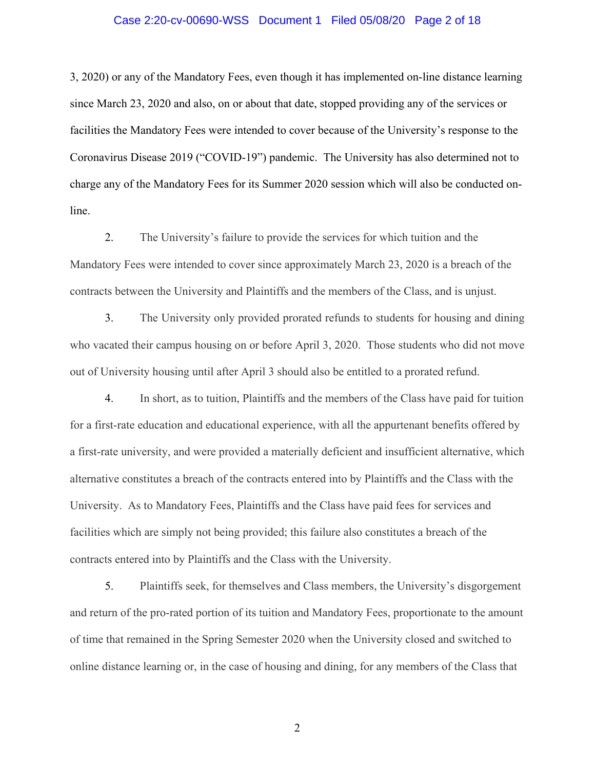3, 2020) or any of the Mandatory Fees, even though it has implemented on-line distance learning since March 23, 2020 and also, on or about that date, stopped providing any of the services or facilities the Mandatory Fees were intended to cover because of the University's response to the Coronavirus Disease 2019 ("COVID-19") pandemic. The University has also determined not to charge any of the Mandatory Fees for its Summer 2020 session which will also be conducted on-line.

2. The University's failure to provide the services for which tuition and the Mandatory Fees were intended to cover since approximately March 23, 2020 is a breach of the contracts between the University and Plaintiffs and the members of the Class, and is unjust.

3. The University only provided prorated refunds to students for housing and dining who vacated their campus housing on or before April 3, 2020. Those students who did not move out of University housing until after April 3 should also be entitled to a prorated refund.

4. In short, as to tuition, Plaintiffs and the members of the Class have paid for tuition for a first-rate education and educational experience, with all the appurtenant benefits offered by a first-rate university, and were provided a materially deficient and insufficient alternative, which alternative constitutes a breach of the contracts entered into by Plaintiffs and the Class with the University. As to Mandatory Fees, Plaintiffs and the Class have paid fees for services and facilities which are simply not being provided; this failure also constitutes a breach of the contracts entered into by Plaintiffs and the Class with the University.

5. Plaintiffs seek, for themselves and Class members, the University's disgorgement and return of the pro-rated portion of its tuition and Mandatory Fees, proportionate to the amount of time that remained in the Spring Semester 2020 when the University closed and switched to online distance learning or, in the case of housing and dining, for any members of the Class that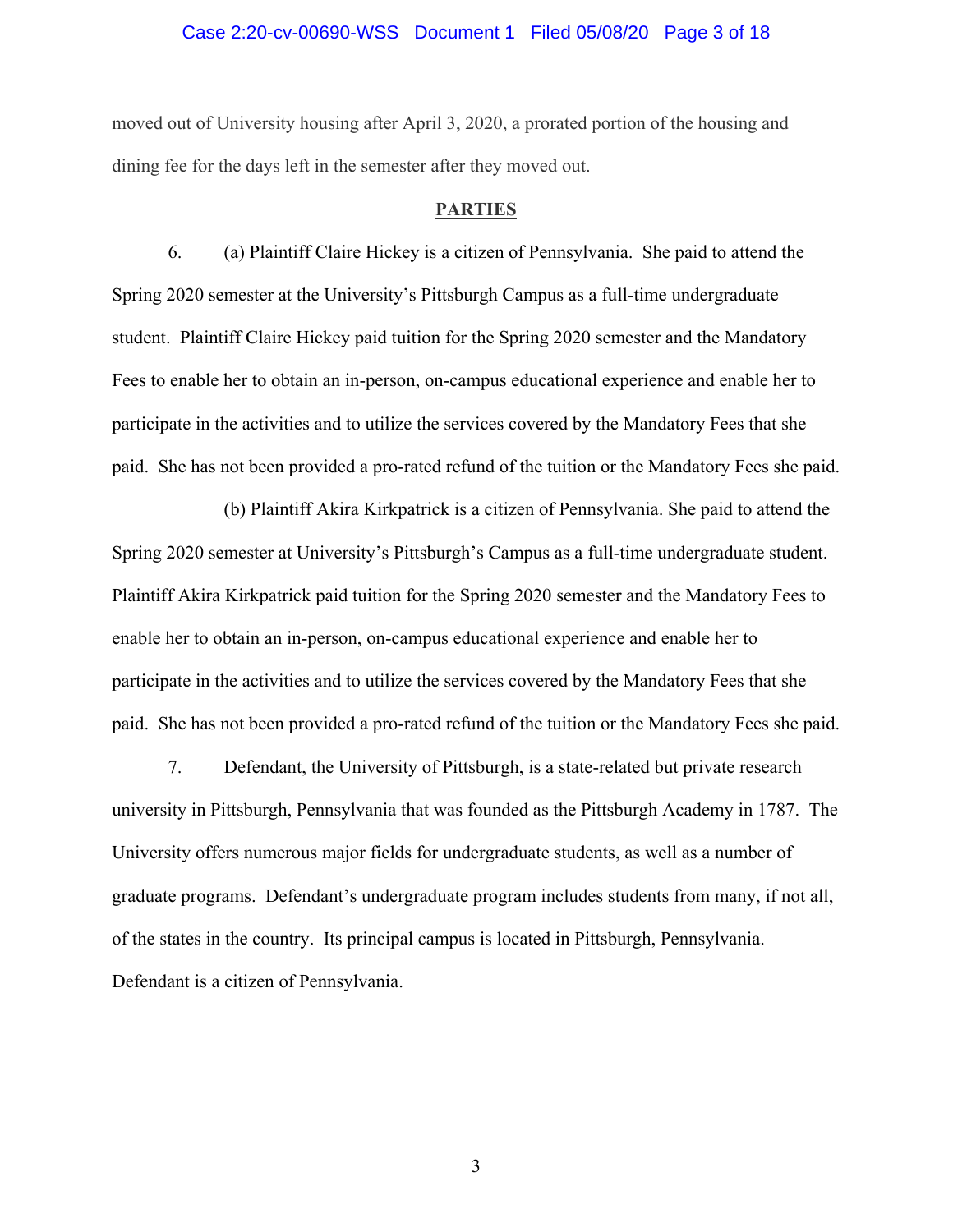moved out of University housing after April 3, 2020, a prorated portion of the housing and dining fee for the days left in the semester after they moved out.

## PARTIES

6. (a) Plaintiff Claire Hickey is a citizen of Pennsylvania. She paid to attend the Spring 2020 semester at the University's Pittsburgh Campus as a full-time undergraduate student. Plaintiff Claire Hickey paid tuition for the Spring 2020 semester and the Mandatory Fees to enable her to obtain an in-person, on-campus educational experience and enable her to participate in the activities and to utilize the services covered by the Mandatory Fees that she paid. She has not been provided a pro-rated refund of the tuition or the Mandatory Fees she paid.

(b) Plaintiff Akira Kirkpatrick is a citizen of Pennsylvania. She paid to attend the Spring 2020 semester at University's Pittsburgh's Campus as a full-time undergraduate student. Plaintiff Akira Kirkpatrick paid tuition for the Spring 2020 semester and the Mandatory Fees to enable her to obtain an in-person, on-campus educational experience and enable her to participate in the activities and to utilize the services covered by the Mandatory Fees that she paid. She has not been provided a pro-rated refund of the tuition or the Mandatory Fees she paid.

7. Defendant, the University of Pittsburgh, is a state-related but private research university in Pittsburgh, Pennsylvania that was founded as the Pittsburgh Academy in 1787. The University offers numerous major fields for undergraduate students, as well as a number of graduate programs. Defendant's undergraduate program includes students from many, if not all, of the states in the country. Its principal campus is located in Pittsburgh, Pennsylvania. Defendant is a citizen of Pennsylvania.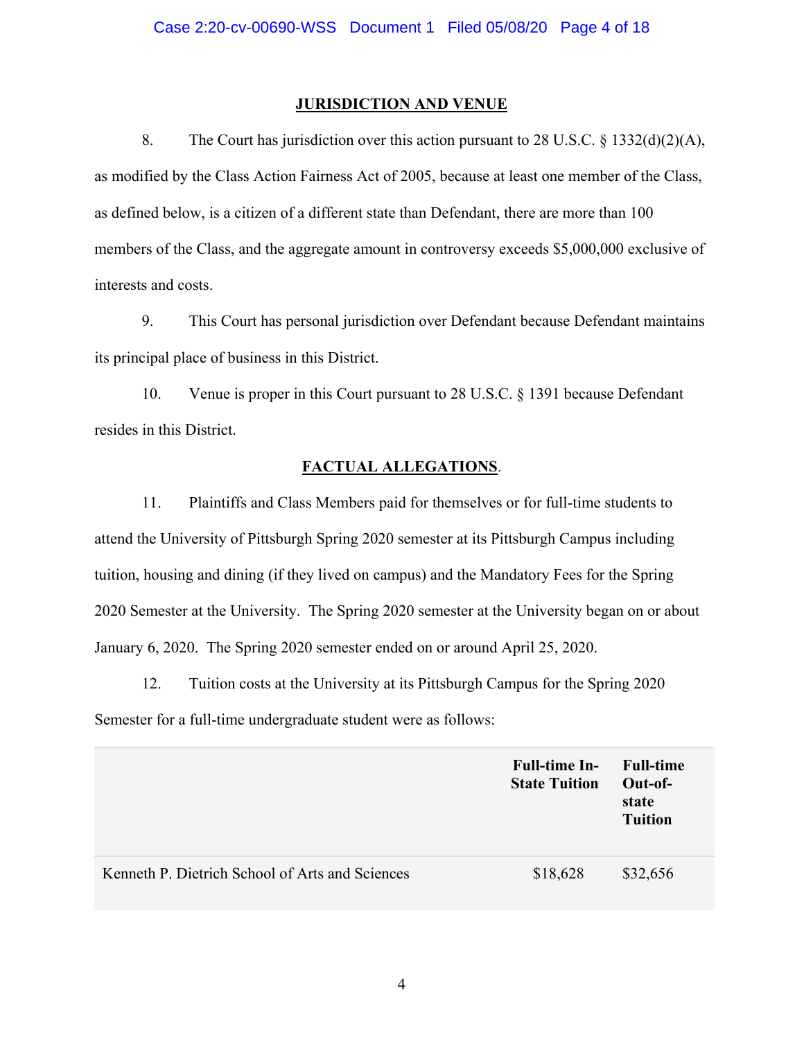## JURISDICTION AND VENUE

8. The Court has jurisdiction over this action pursuant to 28 U.S.C. § 1332(d)(2)(A), as modified by the Class Action Fairness Act of 2005, because at least one member of the Class, as defined below, is a citizen of a different state than Defendant, there are more than 100 members of the Class, and the aggregate amount in controversy exceeds $5,000,000 exclusive of interests and costs.

9. This Court has personal jurisdiction over Defendant because Defendant maintains its principal place of business in this District.

10. Venue is proper in this Court pursuant to 28 U.S.C. § 1391 because Defendant resides in this District.

## FACTUAL ALLEGATIONS.

11. Plaintiffs and Class Members paid for themselves or for full-time students to attend the University of Pittsburgh Spring 2020 semester at its Pittsburgh Campus including tuition, housing and dining (if they lived on campus) and the Mandatory Fees for the Spring 2020 Semester at the University. The Spring 2020 semester at the University began on or about January 6, 2020. The Spring 2020 semester ended on or around April 25, 2020.

12. Tuition costs at the University at its Pittsburgh Campus for the Spring 2020 Semester for a full-time undergraduate student were as follows:

| | Full-time In-State Tuition | Full-time Out-of-state Tuition |
|---|---|---|
| Kenneth P. Dietrich School of Arts and Sciences | $18,628 | $32,656 |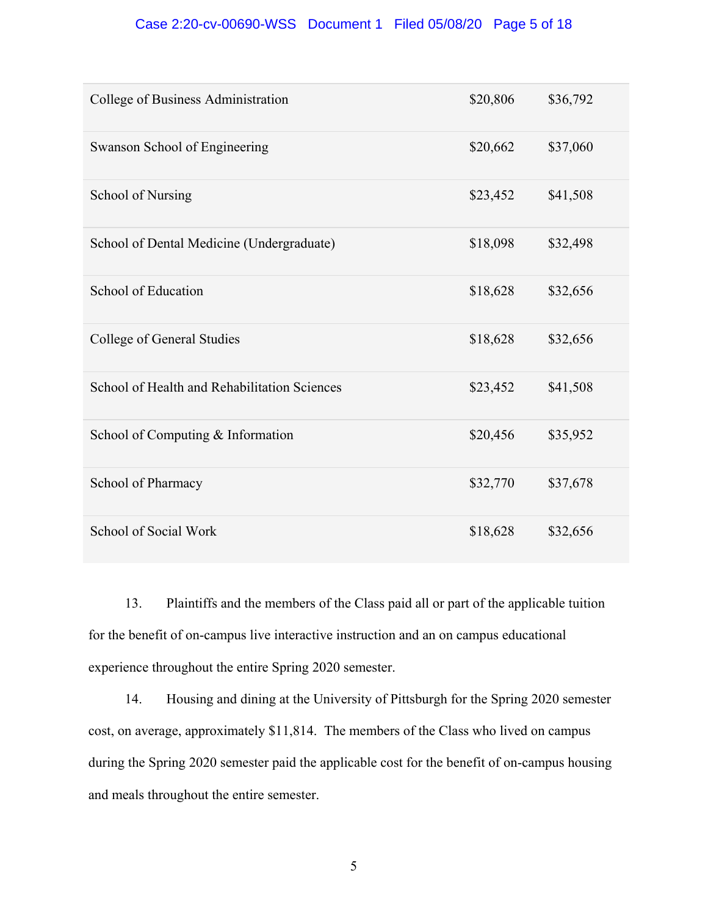| | | |
|---|---|---|
| College of Business Administration | $20,806 | $36,792 |
| Swanson School of Engineering | $20,662 | $37,060 |
| School of Nursing | $23,452 | $41,508 |
| School of Dental Medicine (Undergraduate) | $18,098 | $32,498 |
| School of Education | $18,628 | $32,656 |
| College of General Studies | $18,628 | $32,656 |
| School of Health and Rehabilitation Sciences | $23,452 | $41,508 |
| School of Computing & Information | $20,456 | $35,952 |
| School of Pharmacy | $32,770 | $37,678 |
| School of Social Work | $18,628 | $32,656 |

13. Plaintiffs and the members of the Class paid all or part of the applicable tuition for the benefit of on-campus live interactive instruction and an on campus educational experience throughout the entire Spring 2020 semester.

14. Housing and dining at the University of Pittsburgh for the Spring 2020 semester cost, on average, approximately $11,814. The members of the Class who lived on campus during the Spring 2020 semester paid the applicable cost for the benefit of on-campus housing and meals throughout the entire semester.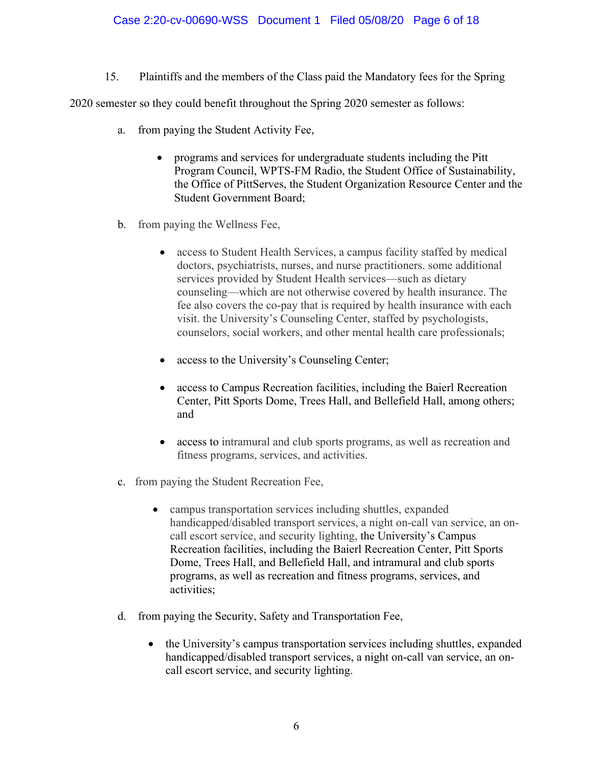15. Plaintiffs and the members of the Class paid the Mandatory fees for the Spring 2020 semester so they could benefit throughout the Spring 2020 semester as follows:

a. from paying the Student Activity Fee,

- programs and services for undergraduate students including the Pitt Program Council, WPTS-FM Radio, the Student Office of Sustainability, the Office of PittServes, the Student Organization Resource Center and the Student Government Board;

b. from paying the Wellness Fee,

- access to Student Health Services, a campus facility staffed by medical doctors, psychiatrists, nurses, and nurse practitioners. some additional services provided by Student Health services—such as dietary counseling—which are not otherwise covered by health insurance. The fee also covers the co-pay that is required by health insurance with each visit. the University's Counseling Center, staffed by psychologists, counselors, social workers, and other mental health care professionals;
- access to the University's Counseling Center;
- access to Campus Recreation facilities, including the Baierl Recreation Center, Pitt Sports Dome, Trees Hall, and Bellefield Hall, among others; and
- access to intramural and club sports programs, as well as recreation and fitness programs, services, and activities.

c. from paying the Student Recreation Fee,

- campus transportation services including shuttles, expanded handicapped/disabled transport services, a night on-call van service, an on-call escort service, and security lighting, the University's Campus Recreation facilities, including the Baierl Recreation Center, Pitt Sports Dome, Trees Hall, and Bellefield Hall, and intramural and club sports programs, as well as recreation and fitness programs, services, and activities;

d. from paying the Security, Safety and Transportation Fee,

- the University's campus transportation services including shuttles, expanded handicapped/disabled transport services, a night on-call van service, an on-call escort service, and security lighting.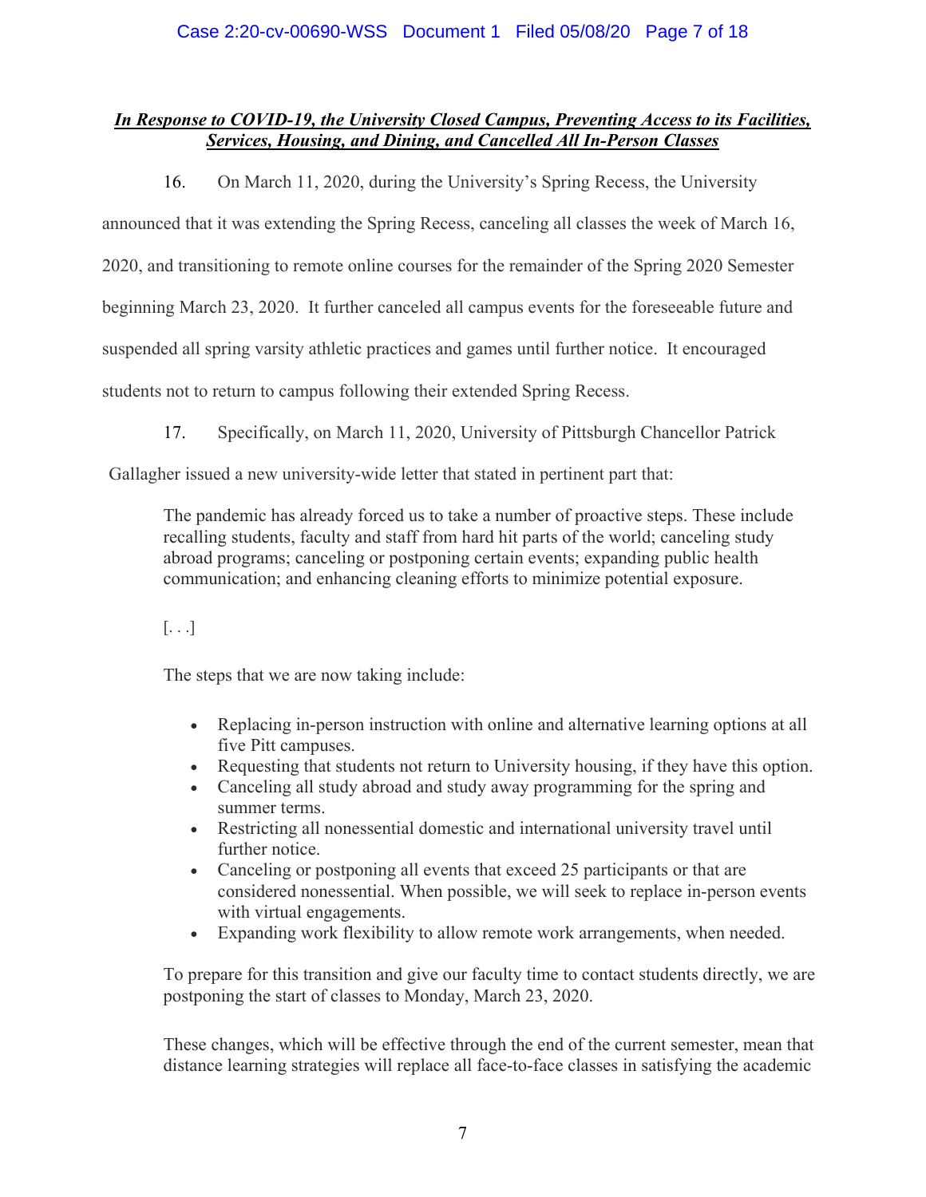***In Response to COVID-19, the University Closed Campus, Preventing Access to its Facilities, Services, Housing, and Dining, and Cancelled All In-Person Classes***

16. On March 11, 2020, during the University's Spring Recess, the University announced that it was extending the Spring Recess, canceling all classes the week of March 16, 2020, and transitioning to remote online courses for the remainder of the Spring 2020 Semester beginning March 23, 2020. It further canceled all campus events for the foreseeable future and suspended all spring varsity athletic practices and games until further notice. It encouraged students not to return to campus following their extended Spring Recess.

17. Specifically, on March 11, 2020, University of Pittsburgh Chancellor Patrick Gallagher issued a new university-wide letter that stated in pertinent part that:

> The pandemic has already forced us to take a number of proactive steps. These include recalling students, faculty and staff from hard hit parts of the world; canceling study abroad programs; canceling or postponing certain events; expanding public health communication; and enhancing cleaning efforts to minimize potential exposure.
>
> [. . .]
>
> The steps that we are now taking include:
>
> - Replacing in-person instruction with online and alternative learning options at all five Pitt campuses.
> - Requesting that students not return to University housing, if they have this option.
> - Canceling all study abroad and study away programming for the spring and summer terms.
> - Restricting all nonessential domestic and international university travel until further notice.
> - Canceling or postponing all events that exceed 25 participants or that are considered nonessential. When possible, we will seek to replace in-person events with virtual engagements.
> - Expanding work flexibility to allow remote work arrangements, when needed.
>
> To prepare for this transition and give our faculty time to contact students directly, we are postponing the start of classes to Monday, March 23, 2020.
>
> These changes, which will be effective through the end of the current semester, mean that distance learning strategies will replace all face-to-face classes in satisfying the academic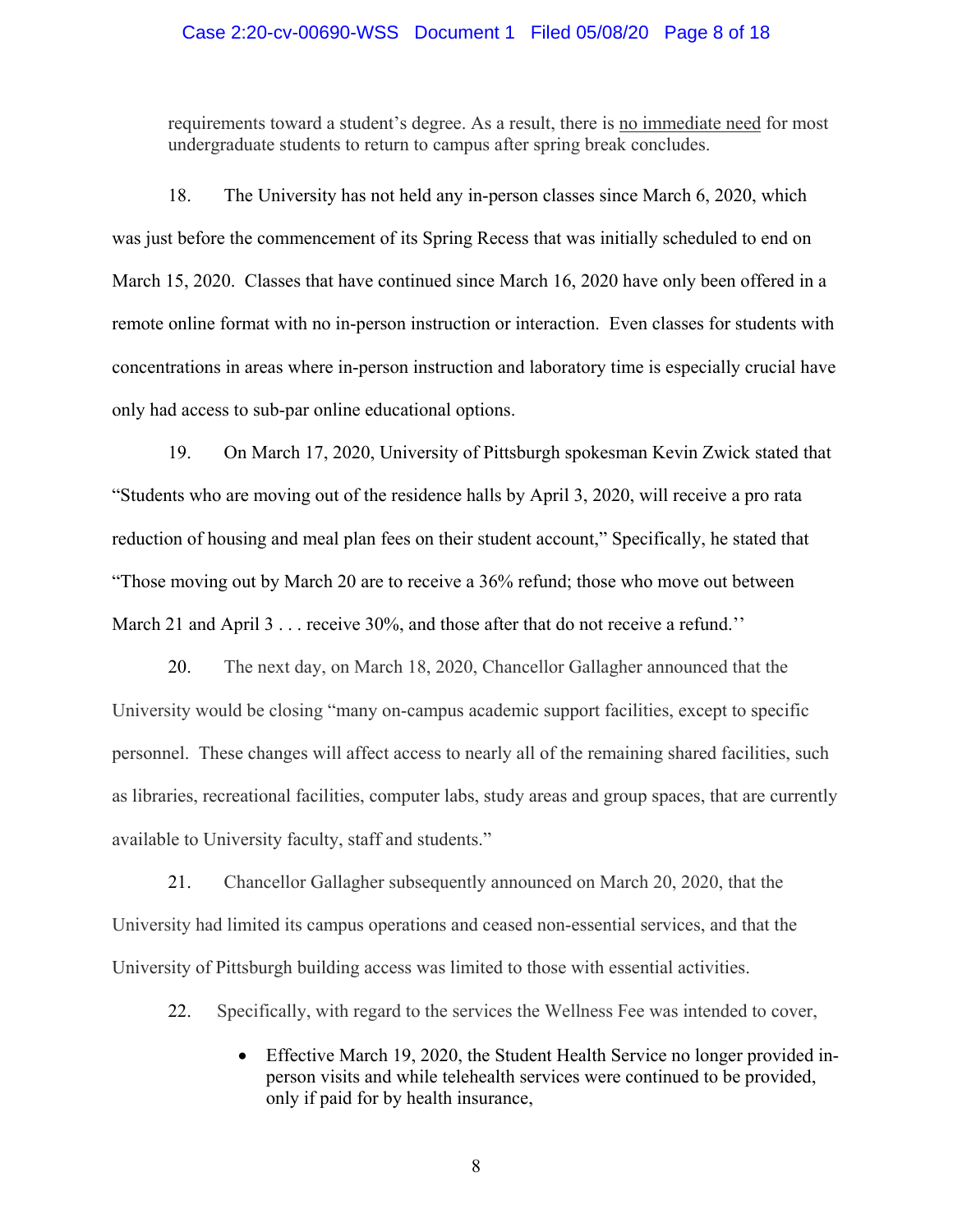requirements toward a student's degree. As a result, there is <u>no immediate need</u> for most undergraduate students to return to campus after spring break concludes.

18. The University has not held any in-person classes since March 6, 2020, which was just before the commencement of its Spring Recess that was initially scheduled to end on March 15, 2020. Classes that have continued since March 16, 2020 have only been offered in a remote online format with no in-person instruction or interaction. Even classes for students with concentrations in areas where in-person instruction and laboratory time is especially crucial have only had access to sub-par online educational options.

19. On March 17, 2020, University of Pittsburgh spokesman Kevin Zwick stated that "Students who are moving out of the residence halls by April 3, 2020, will receive a pro rata reduction of housing and meal plan fees on their student account," Specifically, he stated that "Those moving out by March 20 are to receive a 36% refund; those who move out between March 21 and April 3 . . . receive 30%, and those after that do not receive a refund.''

20. The next day, on March 18, 2020, Chancellor Gallagher announced that the University would be closing "many on-campus academic support facilities, except to specific personnel. These changes will affect access to nearly all of the remaining shared facilities, such as libraries, recreational facilities, computer labs, study areas and group spaces, that are currently available to University faculty, staff and students."

21. Chancellor Gallagher subsequently announced on March 20, 2020, that the University had limited its campus operations and ceased non-essential services, and that the University of Pittsburgh building access was limited to those with essential activities.

22. Specifically, with regard to the services the Wellness Fee was intended to cover,

- Effective March 19, 2020, the Student Health Service no longer provided in-person visits and while telehealth services were continued to be provided, only if paid for by health insurance,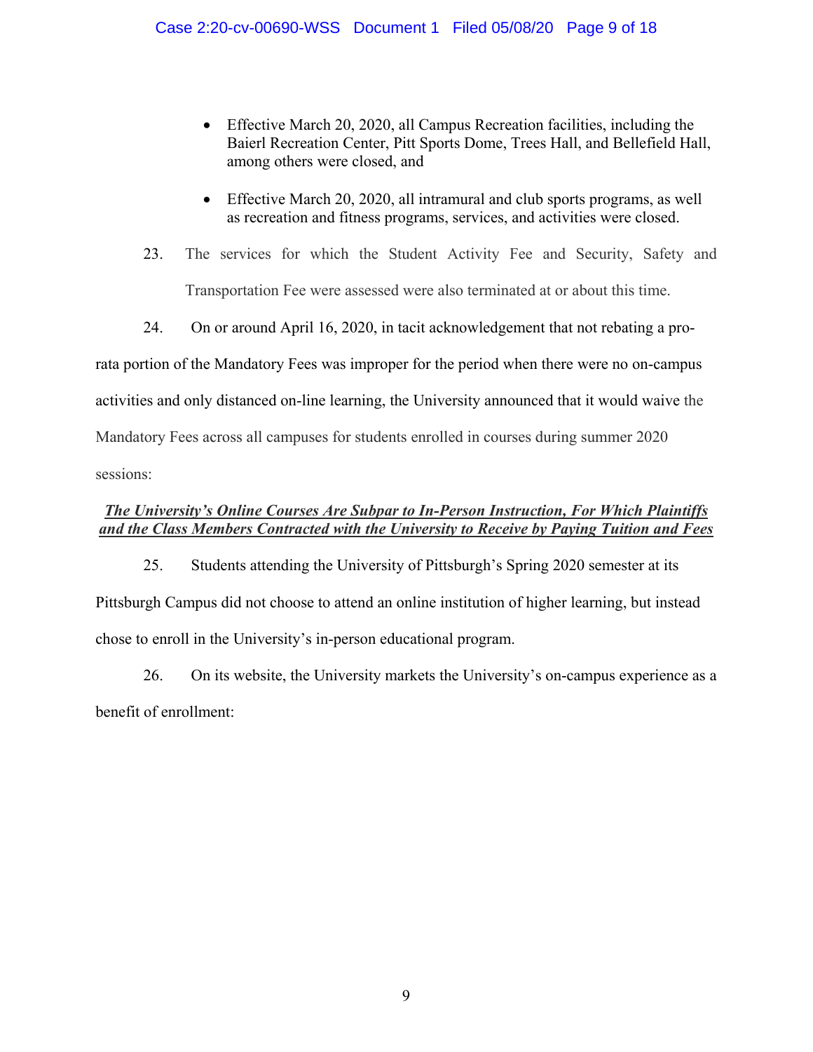- Effective March 20, 2020, all Campus Recreation facilities, including the Baierl Recreation Center, Pitt Sports Dome, Trees Hall, and Bellefield Hall, among others were closed, and

- Effective March 20, 2020, all intramural and club sports programs, as well as recreation and fitness programs, services, and activities were closed.

23. The services for which the Student Activity Fee and Security, Safety and Transportation Fee were assessed were also terminated at or about this time.

24. On or around April 16, 2020, in tacit acknowledgement that not rebating a pro-rata portion of the Mandatory Fees was improper for the period when there were no on-campus activities and only distanced on-line learning, the University announced that it would waive the Mandatory Fees across all campuses for students enrolled in courses during summer 2020 sessions:

***<u>The University's Online Courses Are Subpar to In-Person Instruction, For Which Plaintiffs and the Class Members Contracted with the University to Receive by Paying Tuition and Fees</u>***

25. Students attending the University of Pittsburgh's Spring 2020 semester at its Pittsburgh Campus did not choose to attend an online institution of higher learning, but instead chose to enroll in the University's in-person educational program.

26. On its website, the University markets the University's on-campus experience as a benefit of enrollment: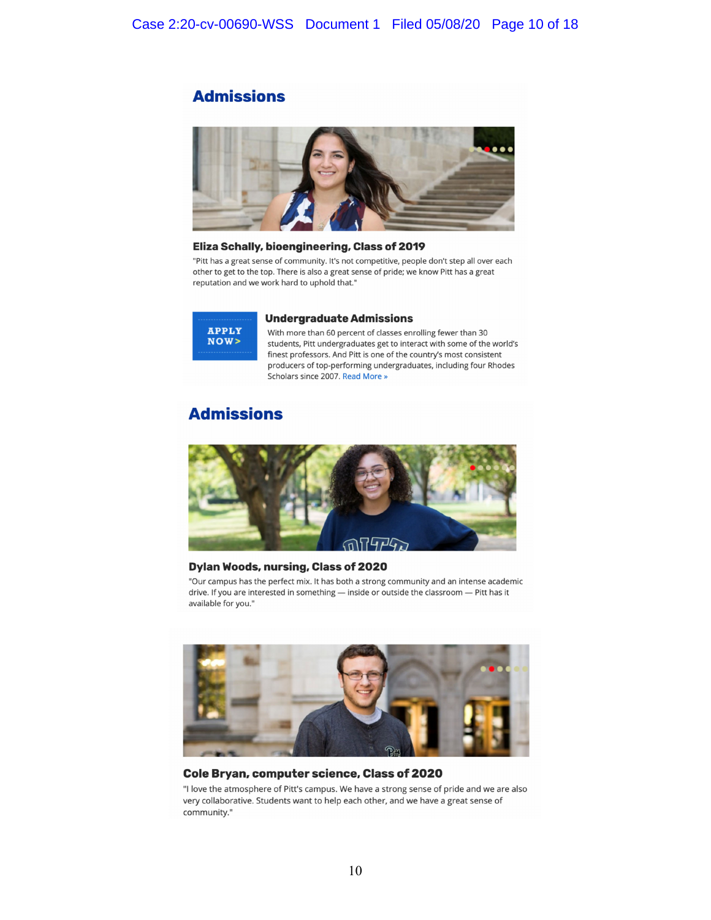## Admissions

**Eliza Schally, bioengineering, Class of 2019**

"Pitt has a great sense of community. It's not competitive, people don't step all over each other to get to the top. There is also a great sense of pride; we know Pitt has a great reputation and we work hard to uphold that."

APPLY NOW>

### Undergraduate Admissions

With more than 60 percent of classes enrolling fewer than 30 students, Pitt undergraduates get to interact with some of the world's finest professors. And Pitt is one of the country's most consistent producers of top-performing undergraduates, including four Rhodes Scholars since 2007. Read More »

## Admissions

**Dylan Woods, nursing, Class of 2020**

"Our campus has the perfect mix. It has both a strong community and an intense academic drive. If you are interested in something — inside or outside the classroom — Pitt has it available for you."

**Cole Bryan, computer science, Class of 2020**

"I love the atmosphere of Pitt's campus. We have a strong sense of pride and we are also very collaborative. Students want to help each other, and we have a great sense of community."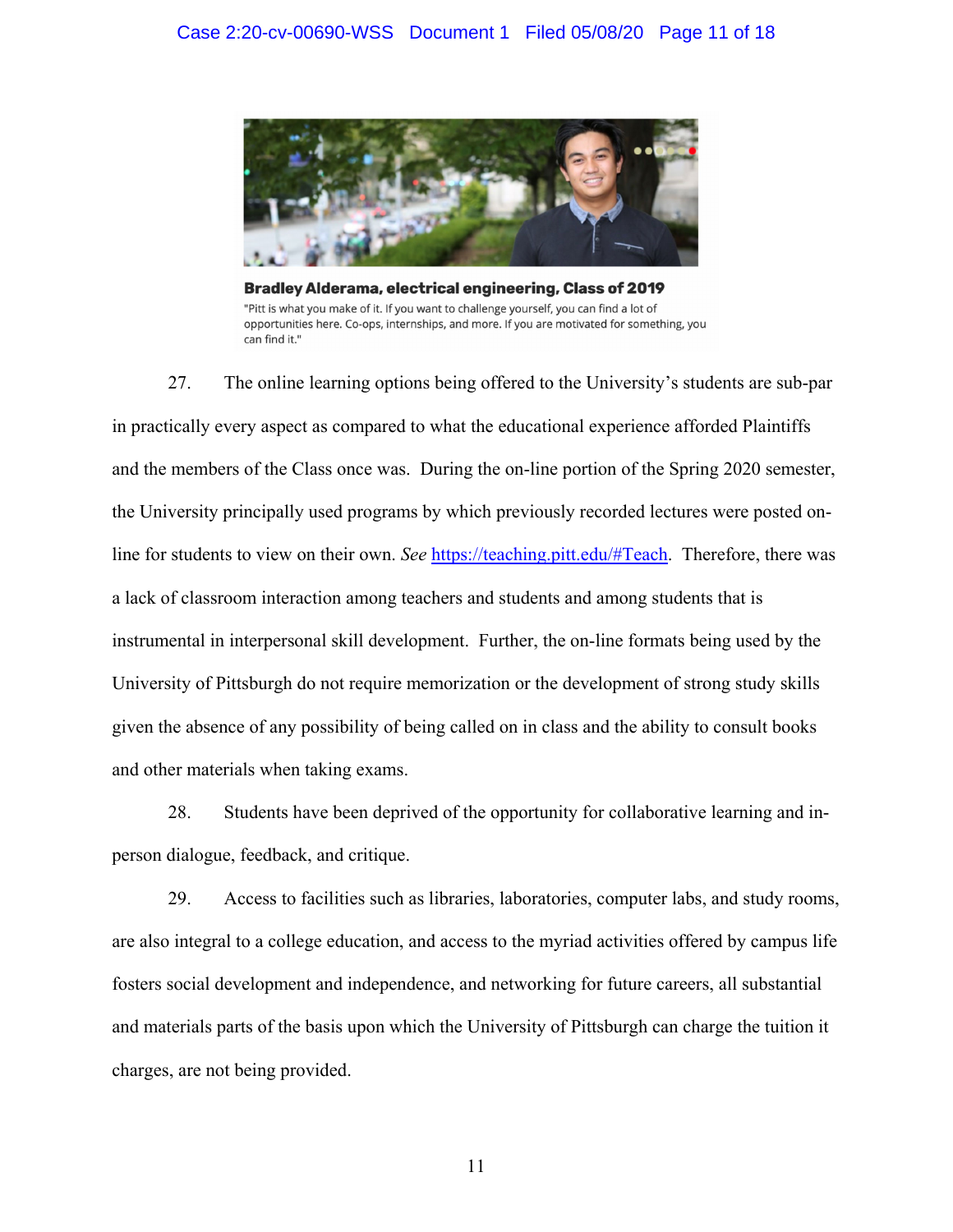**Bradley Alderama, electrical engineering, Class of 2019**

"Pitt is what you make of it. If you want to challenge yourself, you can find a lot of opportunities here. Co-ops, internships, and more. If you are motivated for something, you can find it."

27. The online learning options being offered to the University's students are sub-par in practically every aspect as compared to what the educational experience afforded Plaintiffs and the members of the Class once was. During the on-line portion of the Spring 2020 semester, the University principally used programs by which previously recorded lectures were posted on-line for students to view on their own. *See* https://teaching.pitt.edu/#Teach. Therefore, there was a lack of classroom interaction among teachers and students and among students that is instrumental in interpersonal skill development. Further, the on-line formats being used by the University of Pittsburgh do not require memorization or the development of strong study skills given the absence of any possibility of being called on in class and the ability to consult books and other materials when taking exams.

28. Students have been deprived of the opportunity for collaborative learning and in-person dialogue, feedback, and critique.

29. Access to facilities such as libraries, laboratories, computer labs, and study rooms, are also integral to a college education, and access to the myriad activities offered by campus life fosters social development and independence, and networking for future careers, all substantial and materials parts of the basis upon which the University of Pittsburgh can charge the tuition it charges, are not being provided.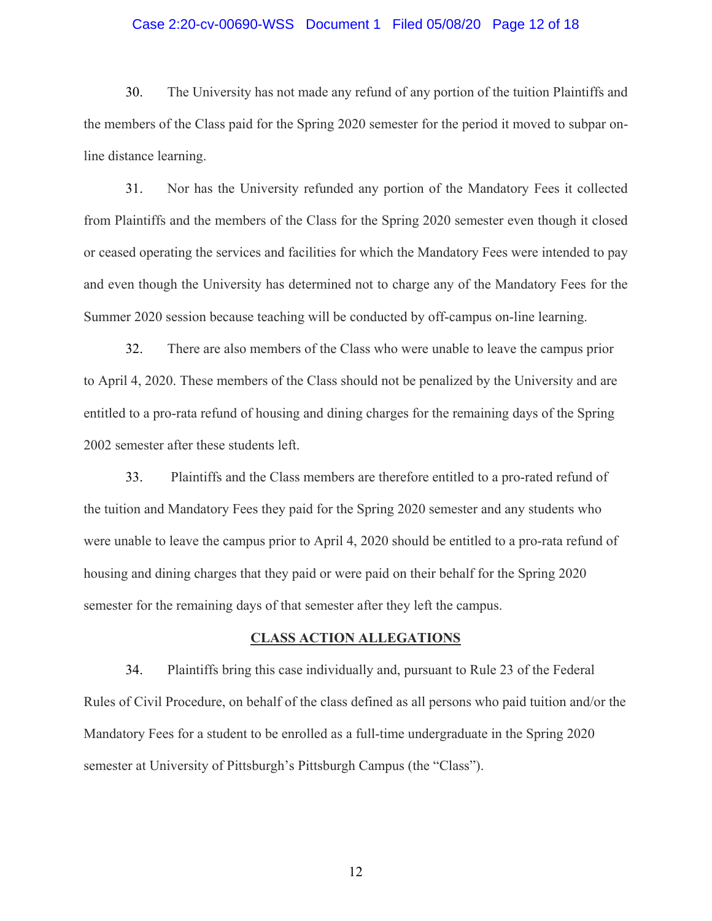30. The University has not made any refund of any portion of the tuition Plaintiffs and the members of the Class paid for the Spring 2020 semester for the period it moved to subpar on-line distance learning.

31. Nor has the University refunded any portion of the Mandatory Fees it collected from Plaintiffs and the members of the Class for the Spring 2020 semester even though it closed or ceased operating the services and facilities for which the Mandatory Fees were intended to pay and even though the University has determined not to charge any of the Mandatory Fees for the Summer 2020 session because teaching will be conducted by off-campus on-line learning.

32. There are also members of the Class who were unable to leave the campus prior to April 4, 2020. These members of the Class should not be penalized by the University and are entitled to a pro-rata refund of housing and dining charges for the remaining days of the Spring 2002 semester after these students left.

33. Plaintiffs and the Class members are therefore entitled to a pro-rated refund of the tuition and Mandatory Fees they paid for the Spring 2020 semester and any students who were unable to leave the campus prior to April 4, 2020 should be entitled to a pro-rata refund of housing and dining charges that they paid or were paid on their behalf for the Spring 2020 semester for the remaining days of that semester after they left the campus.

## CLASS ACTION ALLEGATIONS

34. Plaintiffs bring this case individually and, pursuant to Rule 23 of the Federal Rules of Civil Procedure, on behalf of the class defined as all persons who paid tuition and/or the Mandatory Fees for a student to be enrolled as a full-time undergraduate in the Spring 2020 semester at University of Pittsburgh's Pittsburgh Campus (the "Class").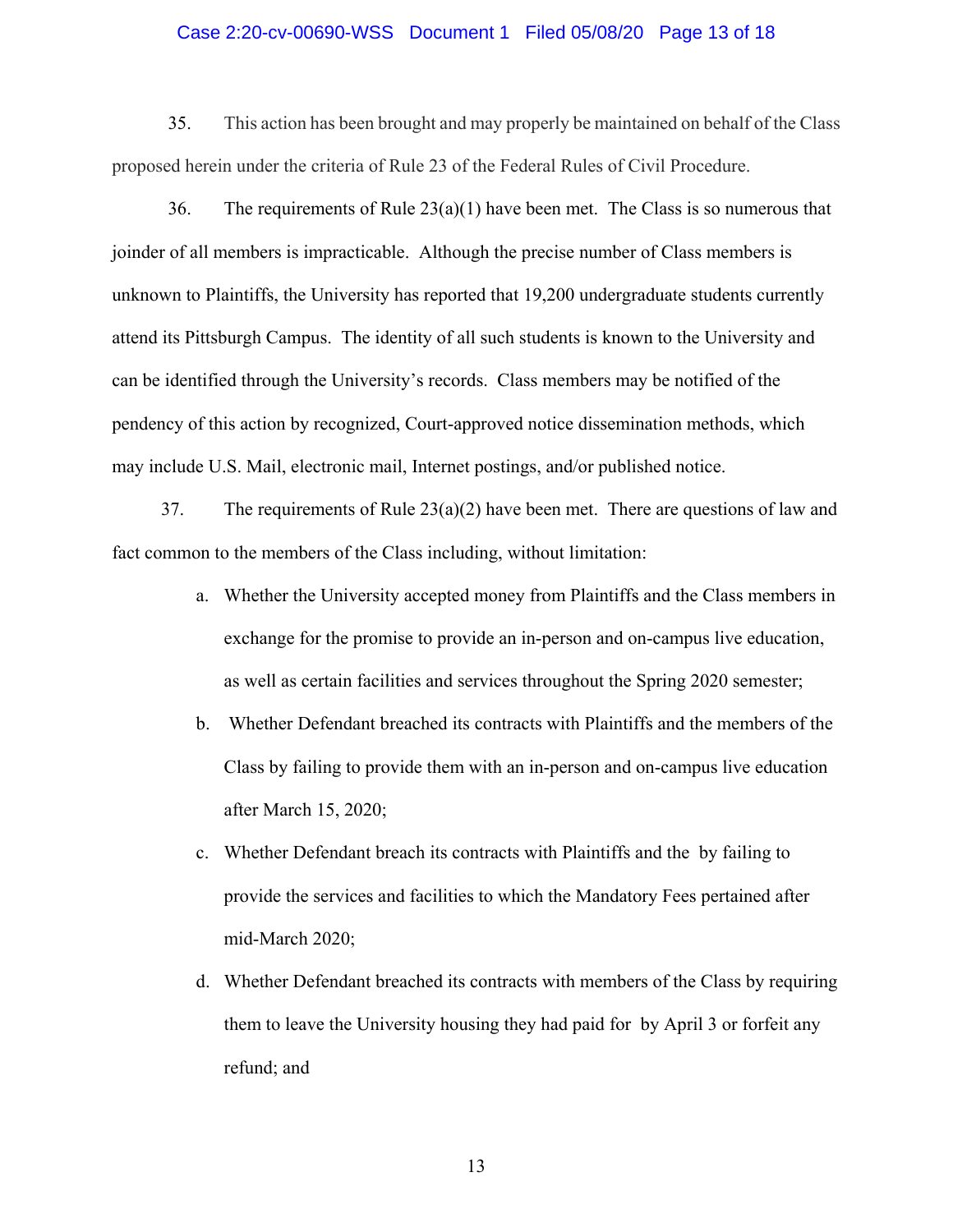35. This action has been brought and may properly be maintained on behalf of the Class proposed herein under the criteria of Rule 23 of the Federal Rules of Civil Procedure.

36. The requirements of Rule 23(a)(1) have been met. The Class is so numerous that joinder of all members is impracticable. Although the precise number of Class members is unknown to Plaintiffs, the University has reported that 19,200 undergraduate students currently attend its Pittsburgh Campus. The identity of all such students is known to the University and can be identified through the University's records. Class members may be notified of the pendency of this action by recognized, Court-approved notice dissemination methods, which may include U.S. Mail, electronic mail, Internet postings, and/or published notice.

37. The requirements of Rule 23(a)(2) have been met. There are questions of law and fact common to the members of the Class including, without limitation:

a. Whether the University accepted money from Plaintiffs and the Class members in exchange for the promise to provide an in-person and on-campus live education, as well as certain facilities and services throughout the Spring 2020 semester;

b. Whether Defendant breached its contracts with Plaintiffs and the members of the Class by failing to provide them with an in-person and on-campus live education after March 15, 2020;

c. Whether Defendant breach its contracts with Plaintiffs and the by failing to provide the services and facilities to which the Mandatory Fees pertained after mid-March 2020;

d. Whether Defendant breached its contracts with members of the Class by requiring them to leave the University housing they had paid for by April 3 or forfeit any refund; and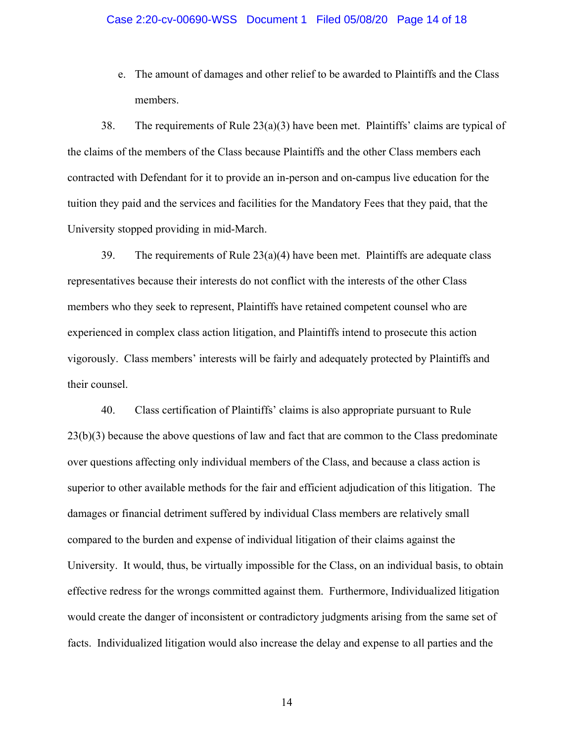e. The amount of damages and other relief to be awarded to Plaintiffs and the Class members.

38. The requirements of Rule 23(a)(3) have been met. Plaintiffs' claims are typical of the claims of the members of the Class because Plaintiffs and the other Class members each contracted with Defendant for it to provide an in-person and on-campus live education for the tuition they paid and the services and facilities for the Mandatory Fees that they paid, that the University stopped providing in mid-March.

39. The requirements of Rule 23(a)(4) have been met. Plaintiffs are adequate class representatives because their interests do not conflict with the interests of the other Class members who they seek to represent, Plaintiffs have retained competent counsel who are experienced in complex class action litigation, and Plaintiffs intend to prosecute this action vigorously. Class members' interests will be fairly and adequately protected by Plaintiffs and their counsel.

40. Class certification of Plaintiffs' claims is also appropriate pursuant to Rule 23(b)(3) because the above questions of law and fact that are common to the Class predominate over questions affecting only individual members of the Class, and because a class action is superior to other available methods for the fair and efficient adjudication of this litigation. The damages or financial detriment suffered by individual Class members are relatively small compared to the burden and expense of individual litigation of their claims against the University. It would, thus, be virtually impossible for the Class, on an individual basis, to obtain effective redress for the wrongs committed against them. Furthermore, Individualized litigation would create the danger of inconsistent or contradictory judgments arising from the same set of facts. Individualized litigation would also increase the delay and expense to all parties and the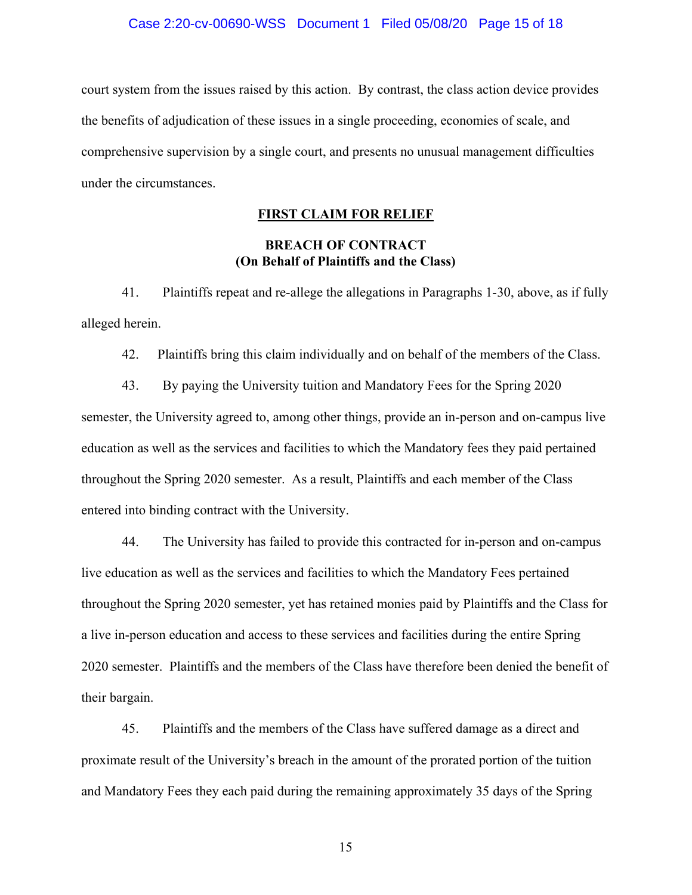court system from the issues raised by this action. By contrast, the class action device provides the benefits of adjudication of these issues in a single proceeding, economies of scale, and comprehensive supervision by a single court, and presents no unusual management difficulties under the circumstances.

**FIRST CLAIM FOR RELIEF**

**BREACH OF CONTRACT**
**(On Behalf of Plaintiffs and the Class)**

41. Plaintiffs repeat and re-allege the allegations in Paragraphs 1-30, above, as if fully alleged herein.

42. Plaintiffs bring this claim individually and on behalf of the members of the Class.

43. By paying the University tuition and Mandatory Fees for the Spring 2020 semester, the University agreed to, among other things, provide an in-person and on-campus live education as well as the services and facilities to which the Mandatory fees they paid pertained throughout the Spring 2020 semester. As a result, Plaintiffs and each member of the Class entered into binding contract with the University.

44. The University has failed to provide this contracted for in-person and on-campus live education as well as the services and facilities to which the Mandatory Fees pertained throughout the Spring 2020 semester, yet has retained monies paid by Plaintiffs and the Class for a live in-person education and access to these services and facilities during the entire Spring 2020 semester. Plaintiffs and the members of the Class have therefore been denied the benefit of their bargain.

45. Plaintiffs and the members of the Class have suffered damage as a direct and proximate result of the University's breach in the amount of the prorated portion of the tuition and Mandatory Fees they each paid during the remaining approximately 35 days of the Spring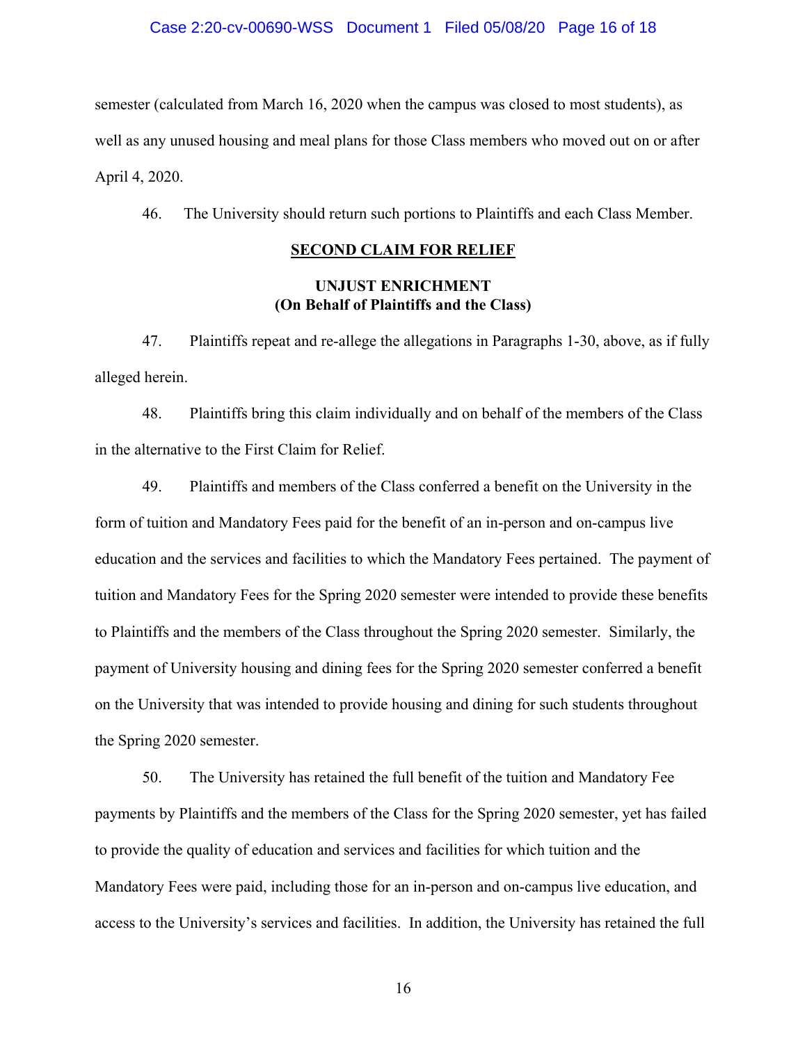semester (calculated from March 16, 2020 when the campus was closed to most students), as well as any unused housing and meal plans for those Class members who moved out on or after April 4, 2020.

46. The University should return such portions to Plaintiffs and each Class Member.

**SECOND CLAIM FOR RELIEF**

**UNJUST ENRICHMENT**
**(On Behalf of Plaintiffs and the Class)**

47. Plaintiffs repeat and re-allege the allegations in Paragraphs 1-30, above, as if fully alleged herein.

48. Plaintiffs bring this claim individually and on behalf of the members of the Class in the alternative to the First Claim for Relief.

49. Plaintiffs and members of the Class conferred a benefit on the University in the form of tuition and Mandatory Fees paid for the benefit of an in-person and on-campus live education and the services and facilities to which the Mandatory Fees pertained. The payment of tuition and Mandatory Fees for the Spring 2020 semester were intended to provide these benefits to Plaintiffs and the members of the Class throughout the Spring 2020 semester. Similarly, the payment of University housing and dining fees for the Spring 2020 semester conferred a benefit on the University that was intended to provide housing and dining for such students throughout the Spring 2020 semester.

50. The University has retained the full benefit of the tuition and Mandatory Fee payments by Plaintiffs and the members of the Class for the Spring 2020 semester, yet has failed to provide the quality of education and services and facilities for which tuition and the Mandatory Fees were paid, including those for an in-person and on-campus live education, and access to the University's services and facilities. In addition, the University has retained the full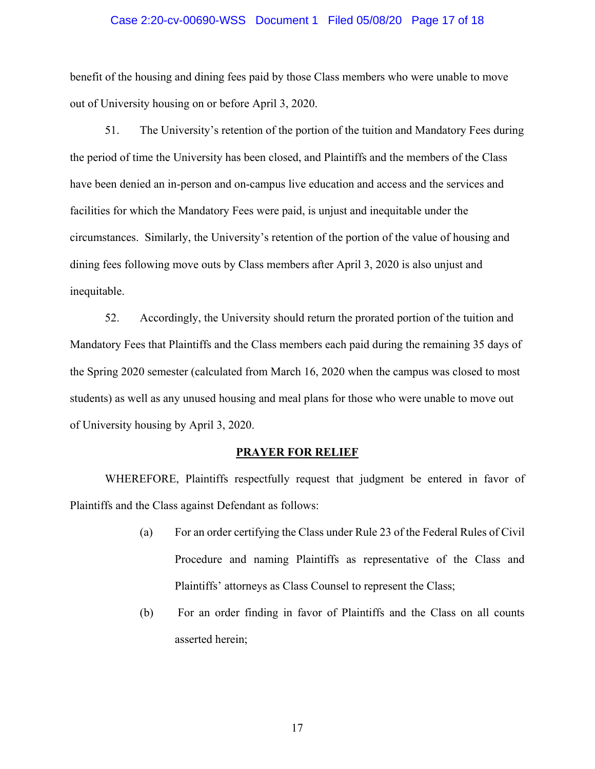benefit of the housing and dining fees paid by those Class members who were unable to move out of University housing on or before April 3, 2020.

51. The University's retention of the portion of the tuition and Mandatory Fees during the period of time the University has been closed, and Plaintiffs and the members of the Class have been denied an in-person and on-campus live education and access and the services and facilities for which the Mandatory Fees were paid, is unjust and inequitable under the circumstances. Similarly, the University's retention of the portion of the value of housing and dining fees following move outs by Class members after April 3, 2020 is also unjust and inequitable.

52. Accordingly, the University should return the prorated portion of the tuition and Mandatory Fees that Plaintiffs and the Class members each paid during the remaining 35 days of the Spring 2020 semester (calculated from March 16, 2020 when the campus was closed to most students) as well as any unused housing and meal plans for those who were unable to move out of University housing by April 3, 2020.

## PRAYER FOR RELIEF

WHEREFORE, Plaintiffs respectfully request that judgment be entered in favor of Plaintiffs and the Class against Defendant as follows:

(a) For an order certifying the Class under Rule 23 of the Federal Rules of Civil Procedure and naming Plaintiffs as representative of the Class and Plaintiffs' attorneys as Class Counsel to represent the Class;

(b) For an order finding in favor of Plaintiffs and the Class on all counts asserted herein;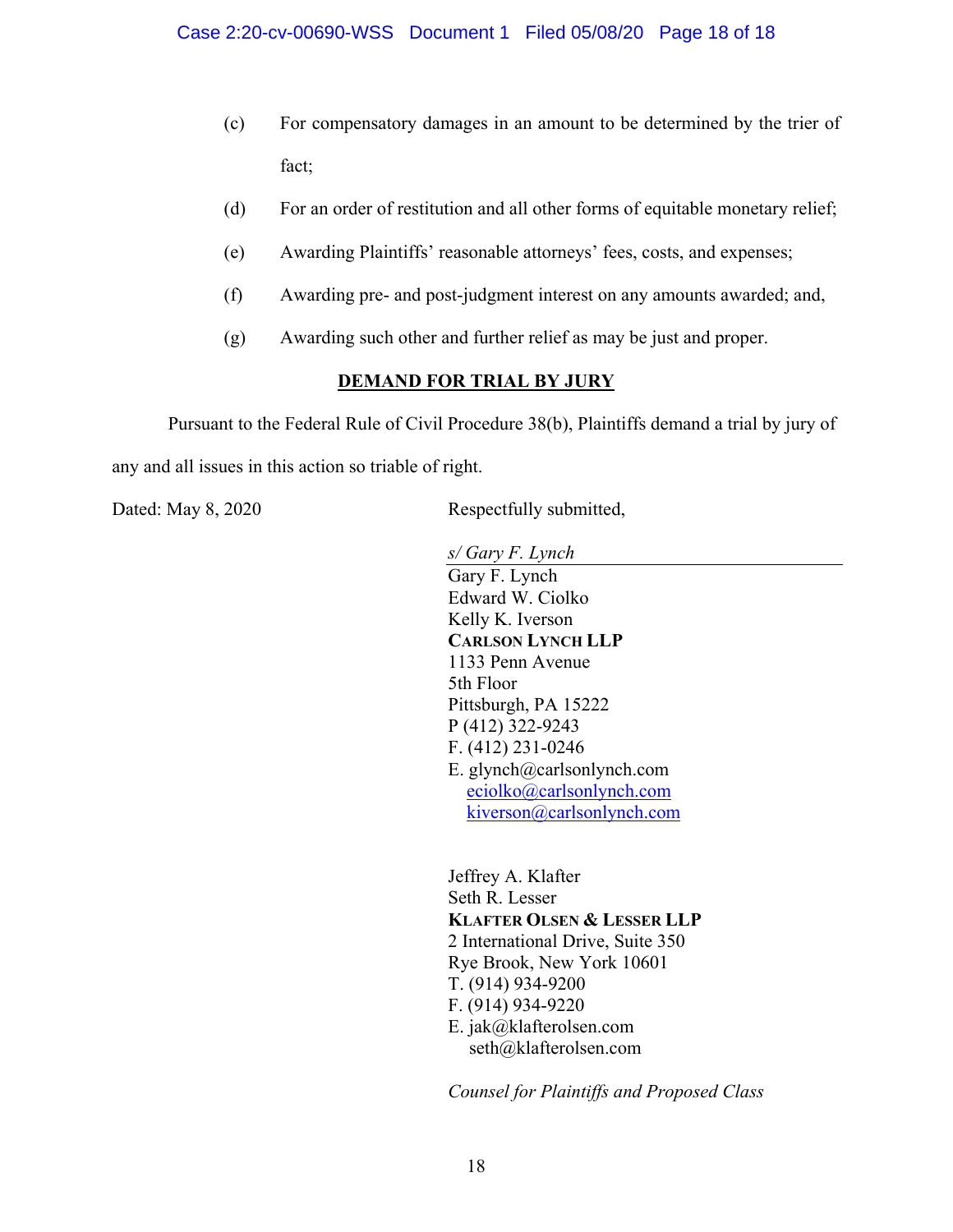(c) For compensatory damages in an amount to be determined by the trier of fact;

(d) For an order of restitution and all other forms of equitable monetary relief;

(e) Awarding Plaintiffs' reasonable attorneys' fees, costs, and expenses;

(f) Awarding pre- and post-judgment interest on any amounts awarded; and,

(g) Awarding such other and further relief as may be just and proper.

## DEMAND FOR TRIAL BY JURY

Pursuant to the Federal Rule of Civil Procedure 38(b), Plaintiffs demand a trial by jury of any and all issues in this action so triable of right.

Dated: May 8, 2020

Respectfully submitted,

*s/ Gary F. Lynch*
Gary F. Lynch
Edward W. Ciolko
Kelly K. Iverson
**CARLSON LYNCH LLP**
1133 Penn Avenue
5th Floor
Pittsburgh, PA 15222
P (412) 322-9243
F. (412) 231-0246
E. glynch@carlsonlynch.com
eciolko@carlsonlynch.com
kiverson@carlsonlynch.com

Jeffrey A. Klafter
Seth R. Lesser
**KLAFTER OLSEN & LESSER LLP**
2 International Drive, Suite 350
Rye Brook, New York 10601
T. (914) 934-9200
F. (914) 934-9220
E. jak@klafterolsen.com
seth@klafterolsen.com

*Counsel for Plaintiffs and Proposed Class*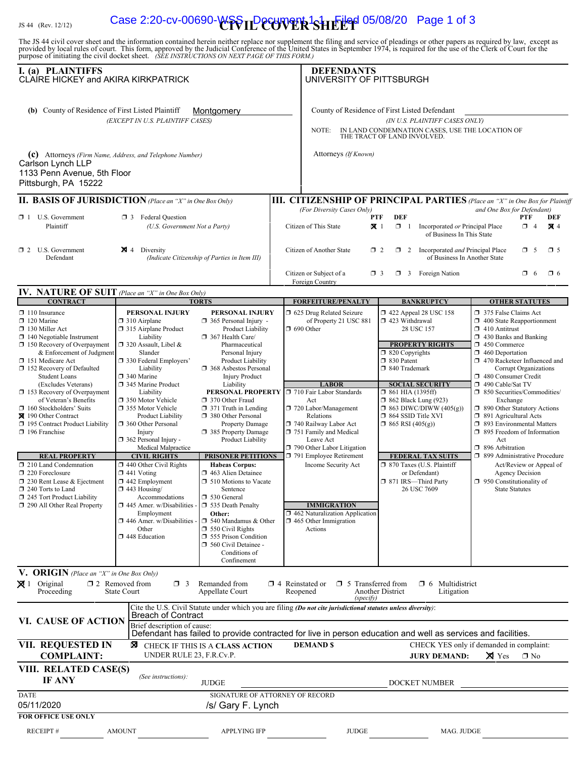JS 44 (Rev. 12/12)

# CIVIL COVER SHEET

The JS 44 civil cover sheet and the information contained herein neither replace nor supplement the filing and service of pleadings or other papers as required by law, except as provided by local rules of court. This form, approved by the Judicial Conference of the United States in September 1974, is required for the use of the Clerk of Court for the purpose of initiating the civil docket sheet. *(SEE INSTRUCTIONS ON NEXT PAGE OF THIS FORM.)*

## I. (a) PLAINTIFFS

CLAIRE HICKEY and AKIRA KIRKPATRICK

**(b)** County of Residence of First Listed Plaintiff: Montgomery
*(EXCEPT IN U.S. PLAINTIFF CASES)*

**(c)** Attorneys *(Firm Name, Address, and Telephone Number)*
Carlson Lynch LLP
1133 Penn Avenue, 5th Floor
Pittsburgh, PA 15222

## DEFENDANTS

UNIVERSITY OF PITTSBURGH

County of Residence of First Listed Defendant: ____
*(IN U.S. PLAINTIFF CASES ONLY)*

NOTE: IN LAND CONDEMNATION CASES, USE THE LOCATION OF THE TRACT OF LAND INVOLVED.

Attorneys *(If Known)*

## II. BASIS OF JURISDICTION *(Place an "X" in One Box Only)*

- ☐ 1 U.S. Government Plaintiff
- ☐ 3 Federal Question (U.S. Government Not a Party)
- ☐ 2 U.S. Government Defendant
- ☒ 4 Diversity (Indicate Citizenship of Parties in Item III)

## III. CITIZENSHIP OF PRINCIPAL PARTIES *(Place an "X" in One Box for Plaintiff and One Box for Defendant)* (For Diversity Cases Only)

| | PTF | DEF | | PTF | DEF |
|---|---|---|---|---|---|
| Citizen of This State | ☒ 1 | ☐ 1 | Incorporated *or* Principal Place of Business In This State | ☐ 4 | ☒ 4 |
| Citizen of Another State | ☐ 2 | ☐ 2 | Incorporated *and* Principal Place of Business In Another State | ☐ 5 | ☐ 5 |
| Citizen or Subject of a Foreign Country | ☐ 3 | ☐ 3 | Foreign Nation | ☐ 6 | ☐ 6 |

## IV. NATURE OF SUIT *(Place an "X" in One Box Only)*

**CONTRACT**
- ☐ 110 Insurance
- ☐ 120 Marine
- ☐ 130 Miller Act
- ☐ 140 Negotiable Instrument
- ☐ 150 Recovery of Overpayment & Enforcement of Judgment
- ☐ 151 Medicare Act
- ☐ 152 Recovery of Defaulted Student Loans (Excludes Veterans)
- ☐ 153 Recovery of Overpayment of Veteran's Benefits
- ☐ 160 Stockholders' Suits
- ☒ 190 Other Contract
- ☐ 195 Contract Product Liability
- ☐ 196 Franchise

**REAL PROPERTY**
- ☐ 210 Land Condemnation
- ☐ 220 Foreclosure
- ☐ 230 Rent Lease & Ejectment
- ☐ 240 Torts to Land
- ☐ 245 Tort Product Liability
- ☐ 290 All Other Real Property

**TORTS — PERSONAL INJURY**
- ☐ 310 Airplane
- ☐ 315 Airplane Product Liability
- ☐ 320 Assault, Libel & Slander
- ☐ 330 Federal Employers' Liability
- ☐ 340 Marine
- ☐ 345 Marine Product Liability
- ☐ 350 Motor Vehicle
- ☐ 355 Motor Vehicle Product Liability
- ☐ 360 Other Personal Injury
- ☐ 362 Personal Injury - Medical Malpractice

**PERSONAL INJURY**
- ☐ 365 Personal Injury - Product Liability
- ☐ 367 Health Care/ Pharmaceutical Personal Injury Product Liability
- ☐ 368 Asbestos Personal Injury Product Liability

**PERSONAL PROPERTY**
- ☐ 370 Other Fraud
- ☐ 371 Truth in Lending
- ☐ 380 Other Personal Property Damage
- ☐ 385 Property Damage Product Liability

**CIVIL RIGHTS**
- ☐ 440 Other Civil Rights
- ☐ 441 Voting
- ☐ 442 Employment
- ☐ 443 Housing/ Accommodations
- ☐ 445 Amer. w/Disabilities - Employment
- ☐ 446 Amer. w/Disabilities - Other
- ☐ 448 Education

**PRISONER PETITIONS**
Habeas Corpus:
- ☐ 463 Alien Detainee
- ☐ 510 Motions to Vacate Sentence
- ☐ 530 General
- ☐ 535 Death Penalty

Other:
- ☐ 540 Mandamus & Other
- ☐ 550 Civil Rights
- ☐ 555 Prison Condition
- ☐ 560 Civil Detainee - Conditions of Confinement

**FORFEITURE/PENALTY**
- ☐ 625 Drug Related Seizure of Property 21 USC 881
- ☐ 690 Other

**LABOR**
- ☐ 710 Fair Labor Standards Act
- ☐ 720 Labor/Management Relations
- ☐ 740 Railway Labor Act
- ☐ 751 Family and Medical Leave Act
- ☐ 790 Other Labor Litigation
- ☐ 791 Employee Retirement Income Security Act

**IMMIGRATION**
- ☐ 462 Naturalization Application
- ☐ 465 Other Immigration Actions

**BANKRUPTCY**
- ☐ 422 Appeal 28 USC 158
- ☐ 423 Withdrawal 28 USC 157

**PROPERTY RIGHTS**
- ☐ 820 Copyrights
- ☐ 830 Patent
- ☐ 840 Trademark

**SOCIAL SECURITY**
- ☐ 861 HIA (1395ff)
- ☐ 862 Black Lung (923)
- ☐ 863 DIWC/DIWW (405(g))
- ☐ 864 SSID Title XVI
- ☐ 865 RSI (405(g))

**FEDERAL TAX SUITS**
- ☐ 870 Taxes (U.S. Plaintiff or Defendant)
- ☐ 871 IRS—Third Party 26 USC 7609

**OTHER STATUTES**
- ☐ 375 False Claims Act
- ☐ 400 State Reapportionment
- ☐ 410 Antitrust
- ☐ 430 Banks and Banking
- ☐ 450 Commerce
- ☐ 460 Deportation
- ☐ 470 Racketeer Influenced and Corrupt Organizations
- ☐ 480 Consumer Credit
- ☐ 490 Cable/Sat TV
- ☐ 850 Securities/Commodities/ Exchange
- ☐ 890 Other Statutory Actions
- ☐ 891 Agricultural Acts
- ☐ 893 Environmental Matters
- ☐ 895 Freedom of Information Act
- ☐ 896 Arbitration
- ☐ 899 Administrative Procedure Act/Review or Appeal of Agency Decision
- ☐ 950 Constitutionality of State Statutes

## V. ORIGIN *(Place an "X" in One Box Only)*

- ☒ 1 Original Proceeding
- ☐ 2 Removed from State Court
- ☐ 3 Remanded from Appellate Court
- ☐ 4 Reinstated or Reopened
- ☐ 5 Transferred from Another District (specify)
- ☐ 6 Multidistrict Litigation

## VI. CAUSE OF ACTION

Cite the U.S. Civil Statute under which you are filing *(Do not cite jurisdictional statutes unless diversity)*:
Breach of Contract

Brief description of cause:
Defendant has failed to provide contracted for live in person education and well as services and facilities.

## VII. REQUESTED IN COMPLAINT:

☒ CHECK IF THIS IS A CLASS ACTION UNDER RULE 23, F.R.Cv.P.

DEMAND $

CHECK YES only if demanded in complaint:
JURY DEMAND: ☒ Yes ☐ No

## VIII. RELATED CASE(S) IF ANY

*(See instructions)*: JUDGE ____ DOCKET NUMBER ____

DATE: 05/11/2020

SIGNATURE OF ATTORNEY OF RECORD: /s/ Gary F. Lynch

**FOR OFFICE USE ONLY**

RECEIPT # ____ AMOUNT ____ APPLYING IFP ____ JUDGE ____ MAG. JUDGE ____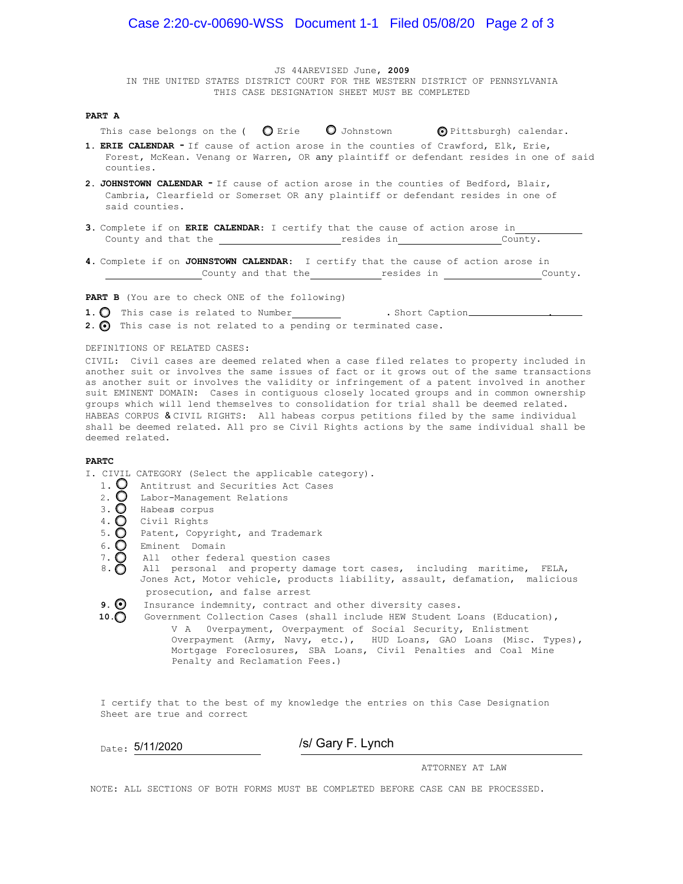JS 44AREVISED June, **2009**

IN THE UNITED STATES DISTRICT COURT FOR THE WESTERN DISTRICT OF PENNSYLVANIA

THIS CASE DESIGNATION SHEET MUST BE COMPLETED

**PART A**

This case belongs on the ( ○ Erie ○ Johnstown ◉ Pittsburgh) calendar.

1. **ERIE CALENDAR -** If cause of action arose in the counties of Crawford, Elk, Erie, Forest, McKean. Venang or Warren, OR any plaintiff or defendant resides in one of said counties.
2. **JOHNSTOWN CALENDAR -** If cause of action arose in the counties of Bedford, Blair, Cambria, Clearfield or Somerset OR any plaintiff or defendant resides in one of said counties.
3. Complete if on **ERIE CALENDAR**: I certify that the cause of action arose in \_\_\_\_\_\_\_\_\_\_ County and that the \_\_\_\_\_\_\_\_\_\_\_\_\_\_\_\_ resides in \_\_\_\_\_\_\_\_\_\_\_\_\_\_ County.
4. Complete if on **JOHNSTOWN CALENDAR**: I certify that the cause of action arose in \_\_\_\_\_\_\_\_\_\_\_\_\_\_ County and that the \_\_\_\_\_\_\_\_\_\_ resides in \_\_\_\_\_\_\_\_\_\_\_\_\_\_ County.

**PART B** (You are to check ONE of the following)

1. ○ This case is related to Number \_\_\_\_\_\_\_\_ . Short Caption \_\_\_\_\_\_\_\_\_\_\_\_\_\_ .
2. ◉ This case is not related to a pending or terminated case.

DEFINITIONS OF RELATED CASES:

CIVIL: Civil cases are deemed related when a case filed relates to property included in another suit or involves the same issues of fact or it grows out of the same transactions as another suit or involves the validity or infringement of a patent involved in another suit EMINENT DOMAIN: Cases in contiguous closely located groups and in common ownership groups which will lend themselves to consolidation for trial shall be deemed related. HABEAS CORPUS & CIVIL RIGHTS: All habeas corpus petitions filed by the same individual shall be deemed related. All pro se Civil Rights actions by the same individual shall be deemed related.

**PARTC**

I. CIVIL CATEGORY (Select the applicable category).

1. ○ Antitrust and Securities Act Cases
2. ○ Labor-Management Relations
3. ○ Habeas corpus
4. ○ Civil Rights
5. ○ Patent, Copyright, and Trademark
6. ○ Eminent Domain
7. ○ All other federal question cases
8. ○ All personal and property damage tort cases, including maritime, FELA, Jones Act, Motor vehicle, products liability, assault, defamation, malicious prosecution, and false arrest
9. ◉ Insurance indemnity, contract and other diversity cases.
10. ○ Government Collection Cases (shall include HEW Student Loans (Education), V A Overpayment, Overpayment of Social Security, Enlistment Overpayment (Army, Navy, etc.), HUD Loans, GAO Loans (Misc. Types), Mortgage Foreclosures, SBA Loans, Civil Penalties and Coal Mine Penalty and Reclamation Fees.)

I certify that to the best of my knowledge the entries on this Case Designation Sheet are true and correct

Date: 5/11/2020

/s/ Gary F. Lynch

ATTORNEY AT LAW

NOTE: ALL SECTIONS OF BOTH FORMS MUST BE COMPLETED BEFORE CASE CAN BE PROCESSED.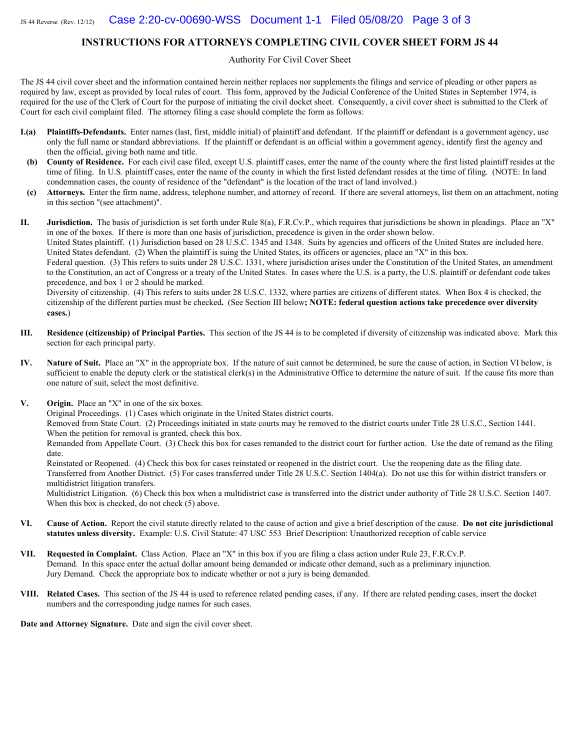# INSTRUCTIONS FOR ATTORNEYS COMPLETING CIVIL COVER SHEET FORM JS 44

Authority For Civil Cover Sheet

The JS 44 civil cover sheet and the information contained herein neither replaces nor supplements the filings and service of pleading or other papers as required by law, except as provided by local rules of court. This form, approved by the Judicial Conference of the United States in September 1974, is required for the use of the Clerk of Court for the purpose of initiating the civil docket sheet. Consequently, a civil cover sheet is submitted to the Clerk of Court for each civil complaint filed. The attorney filing a case should complete the form as follows:

**I.(a)** **Plaintiffs-Defendants.** Enter names (last, first, middle initial) of plaintiff and defendant. If the plaintiff or defendant is a government agency, use only the full name or standard abbreviations. If the plaintiff or defendant is an official within a government agency, identify first the agency and then the official, giving both name and title.

**(b)** **County of Residence.** For each civil case filed, except U.S. plaintiff cases, enter the name of the county where the first listed plaintiff resides at the time of filing. In U.S. plaintiff cases, enter the name of the county in which the first listed defendant resides at the time of filing. (NOTE: In land condemnation cases, the county of residence of the "defendant" is the location of the tract of land involved.)

**(c)** **Attorneys.** Enter the firm name, address, telephone number, and attorney of record. If there are several attorneys, list them on an attachment, noting in this section "(see attachment)".

**II.** **Jurisdiction.** The basis of jurisdiction is set forth under Rule 8(a), F.R.Cv.P., which requires that jurisdictions be shown in pleadings. Place an "X" in one of the boxes. If there is more than one basis of jurisdiction, precedence is given in the order shown below.
United States plaintiff. (1) Jurisdiction based on 28 U.S.C. 1345 and 1348. Suits by agencies and officers of the United States are included here.
United States defendant. (2) When the plaintiff is suing the United States, its officers or agencies, place an "X" in this box.
Federal question. (3) This refers to suits under 28 U.S.C. 1331, where jurisdiction arises under the Constitution of the United States, an amendment to the Constitution, an act of Congress or a treaty of the United States. In cases where the U.S. is a party, the U.S. plaintiff or defendant code takes precedence, and box 1 or 2 should be marked.
Diversity of citizenship. (4) This refers to suits under 28 U.S.C. 1332, where parties are citizens of different states. When Box 4 is checked, the citizenship of the different parties must be checked**.** (See Section III below**; NOTE: federal question actions take precedence over diversity cases.**)

**III.** **Residence (citizenship) of Principal Parties.** This section of the JS 44 is to be completed if diversity of citizenship was indicated above. Mark this section for each principal party.

**IV.** **Nature of Suit.** Place an "X" in the appropriate box. If the nature of suit cannot be determined, be sure the cause of action, in Section VI below, is sufficient to enable the deputy clerk or the statistical clerk(s) in the Administrative Office to determine the nature of suit. If the cause fits more than one nature of suit, select the most definitive.

**V.** **Origin.** Place an "X" in one of the six boxes.
Original Proceedings. (1) Cases which originate in the United States district courts.
Removed from State Court. (2) Proceedings initiated in state courts may be removed to the district courts under Title 28 U.S.C., Section 1441. When the petition for removal is granted, check this box.
Remanded from Appellate Court. (3) Check this box for cases remanded to the district court for further action. Use the date of remand as the filing date.
Reinstated or Reopened. (4) Check this box for cases reinstated or reopened in the district court. Use the reopening date as the filing date.
Transferred from Another District. (5) For cases transferred under Title 28 U.S.C. Section 1404(a). Do not use this for within district transfers or multidistrict litigation transfers.
Multidistrict Litigation. (6) Check this box when a multidistrict case is transferred into the district under authority of Title 28 U.S.C. Section 1407. When this box is checked, do not check (5) above.

**VI.** **Cause of Action.** Report the civil statute directly related to the cause of action and give a brief description of the cause. **Do not cite jurisdictional statutes unless diversity.** Example: U.S. Civil Statute: 47 USC 553 Brief Description: Unauthorized reception of cable service

**VII.** **Requested in Complaint.** Class Action. Place an "X" in this box if you are filing a class action under Rule 23, F.R.Cv.P.
Demand. In this space enter the actual dollar amount being demanded or indicate other demand, such as a preliminary injunction.
Jury Demand. Check the appropriate box to indicate whether or not a jury is being demanded.

**VIII.** **Related Cases.** This section of the JS 44 is used to reference related pending cases, if any. If there are related pending cases, insert the docket numbers and the corresponding judge names for such cases.

**Date and Attorney Signature.** Date and sign the civil cover sheet.